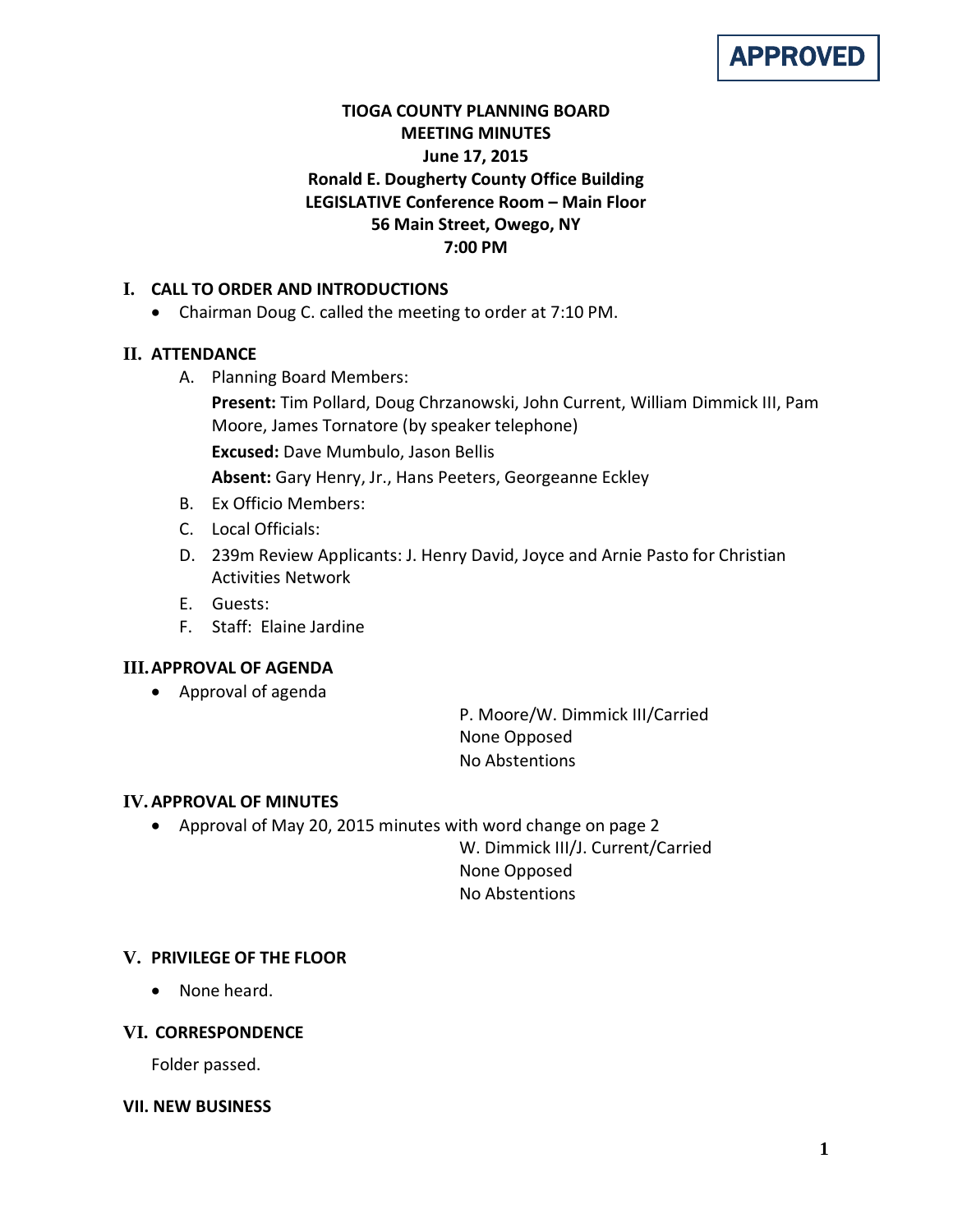**APPROVED**

# TIOGA COUNTY PLANNING BOARD
## MEETING MINUTES
**June 17, 2015**
**Ronald E. Dougherty County Office Building**
**LEGISLATIVE Conference Room – Main Floor**
**56 Main Street, Owego, NY**
**7:00 PM**

## I. CALL TO ORDER AND INTRODUCTIONS

- Chairman Doug C. called the meeting to order at 7:10 PM.

## II. ATTENDANCE

A. Planning Board Members:

**Present:** Tim Pollard, Doug Chrzanowski, John Current, William Dimmick III, Pam Moore, James Tornatore (by speaker telephone)

**Excused:** Dave Mumbulo, Jason Bellis

**Absent:** Gary Henry, Jr., Hans Peeters, Georgeanne Eckley

B. Ex Officio Members:

C. Local Officials:

D. 239m Review Applicants: J. Henry David, Joyce and Arnie Pasto for Christian Activities Network

E. Guests:

F. Staff: Elaine Jardine

## III. APPROVAL OF AGENDA

- Approval of agenda

P. Moore/W. Dimmick III/Carried
None Opposed
No Abstentions

## IV. APPROVAL OF MINUTES

- Approval of May 20, 2015 minutes with word change on page 2

W. Dimmick III/J. Current/Carried
None Opposed
No Abstentions

## V. PRIVILEGE OF THE FLOOR

- None heard.

## VI. CORRESPONDENCE

Folder passed.

## VII. NEW BUSINESS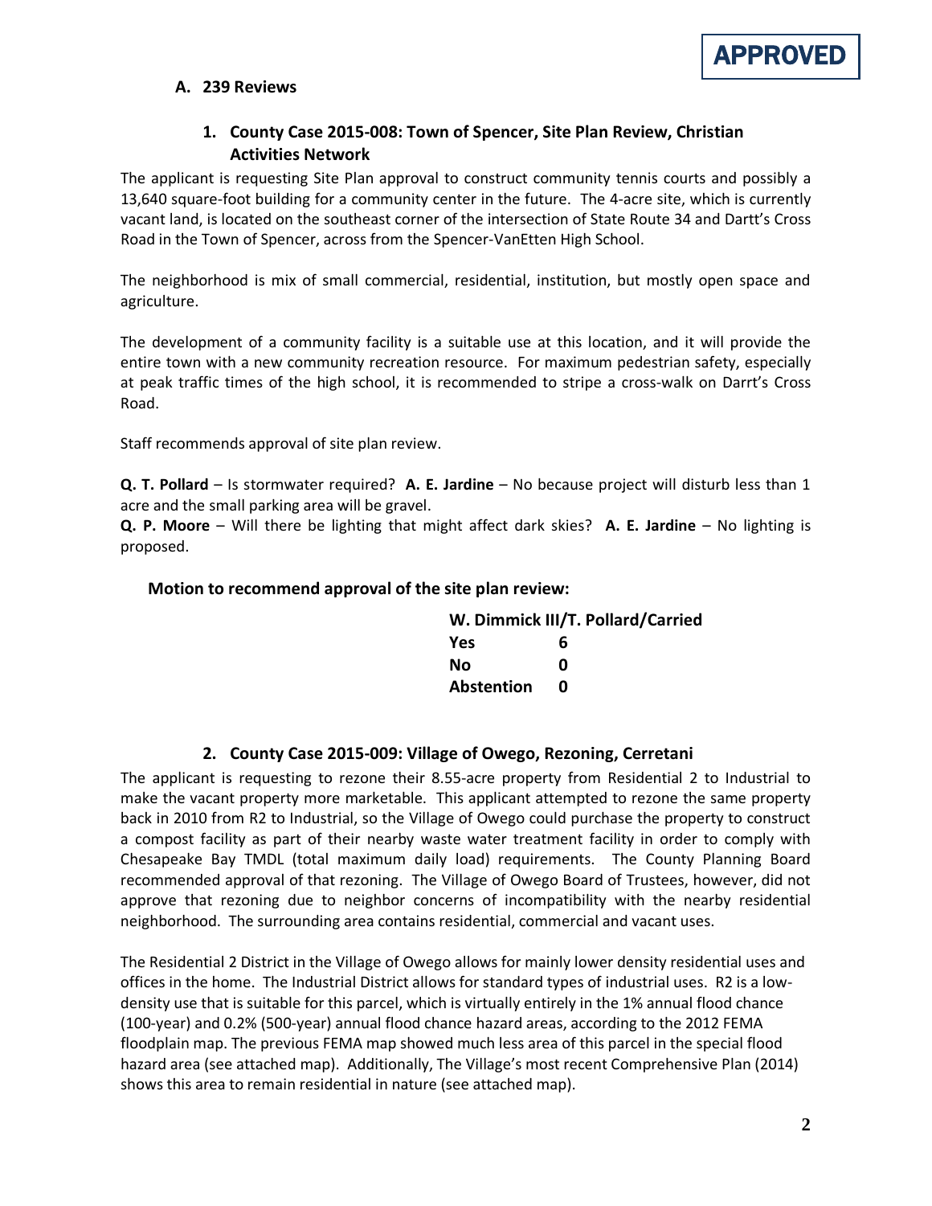APPROVED

### A. 239 Reviews

#### 1. County Case 2015-008: Town of Spencer, Site Plan Review, Christian Activities Network

The applicant is requesting Site Plan approval to construct community tennis courts and possibly a 13,640 square-foot building for a community center in the future. The 4-acre site, which is currently vacant land, is located on the southeast corner of the intersection of State Route 34 and Dartt's Cross Road in the Town of Spencer, across from the Spencer-VanEtten High School.

The neighborhood is mix of small commercial, residential, institution, but mostly open space and agriculture.

The development of a community facility is a suitable use at this location, and it will provide the entire town with a new community recreation resource. For maximum pedestrian safety, especially at peak traffic times of the high school, it is recommended to stripe a cross-walk on Darrt's Cross Road.

Staff recommends approval of site plan review.

**Q. T. Pollard** – Is stormwater required? **A. E. Jardine** – No because project will disturb less than 1 acre and the small parking area will be gravel.
**Q. P. Moore** – Will there be lighting that might affect dark skies? **A. E. Jardine** – No lighting is proposed.

**Motion to recommend approval of the site plan review:**

**W. Dimmick III/T. Pollard/Carried**

| | |
|---|---|
| **Yes** | **6** |
| **No** | **0** |
| **Abstention** | **0** |

#### 2. County Case 2015-009: Village of Owego, Rezoning, Cerretani

The applicant is requesting to rezone their 8.55-acre property from Residential 2 to Industrial to make the vacant property more marketable. This applicant attempted to rezone the same property back in 2010 from R2 to Industrial, so the Village of Owego could purchase the property to construct a compost facility as part of their nearby waste water treatment facility in order to comply with Chesapeake Bay TMDL (total maximum daily load) requirements. The County Planning Board recommended approval of that rezoning. The Village of Owego Board of Trustees, however, did not approve that rezoning due to neighbor concerns of incompatibility with the nearby residential neighborhood. The surrounding area contains residential, commercial and vacant uses.

The Residential 2 District in the Village of Owego allows for mainly lower density residential uses and offices in the home. The Industrial District allows for standard types of industrial uses. R2 is a low-density use that is suitable for this parcel, which is virtually entirely in the 1% annual flood chance (100-year) and 0.2% (500-year) annual flood chance hazard areas, according to the 2012 FEMA floodplain map. The previous FEMA map showed much less area of this parcel in the special flood hazard area (see attached map). Additionally, The Village's most recent Comprehensive Plan (2014) shows this area to remain residential in nature (see attached map).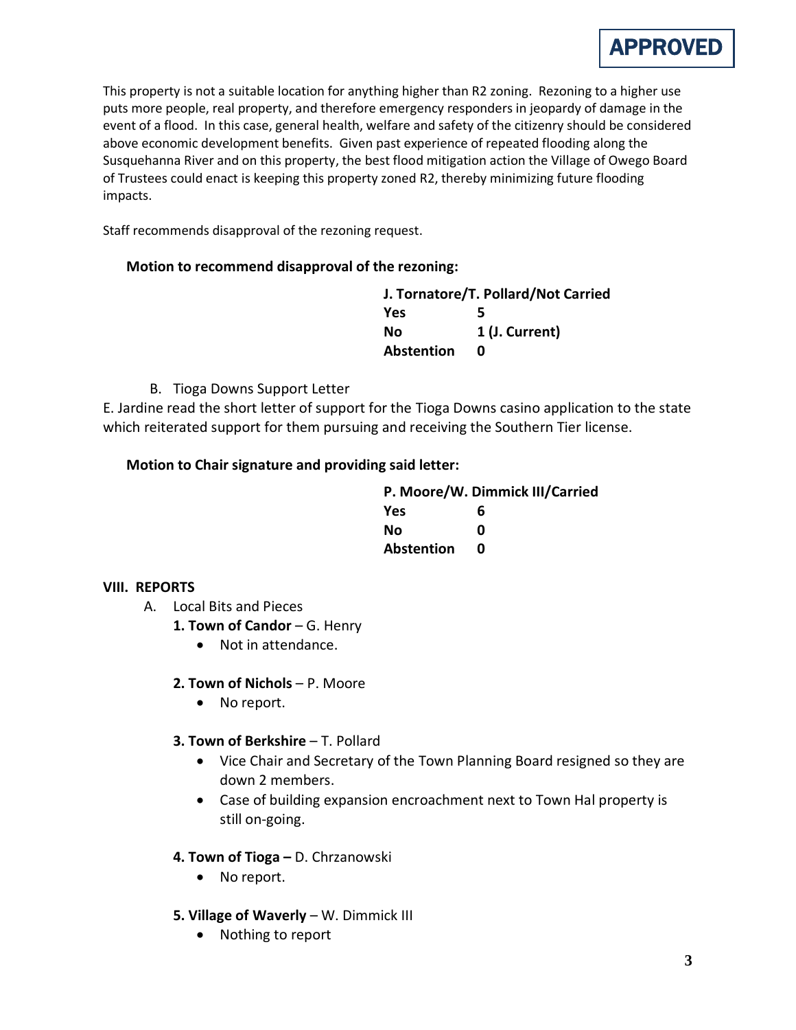**APPROVED**

This property is not a suitable location for anything higher than R2 zoning. Rezoning to a higher use puts more people, real property, and therefore emergency responders in jeopardy of damage in the event of a flood. In this case, general health, welfare and safety of the citizenry should be considered above economic development benefits. Given past experience of repeated flooding along the Susquehanna River and on this property, the best flood mitigation action the Village of Owego Board of Trustees could enact is keeping this property zoned R2, thereby minimizing future flooding impacts.

Staff recommends disapproval of the rezoning request.

**Motion to recommend disapproval of the rezoning:**

**J. Tornatore/T. Pollard/Not Carried**

| | |
|---|---|
| **Yes** | **5** |
| **No** | **1 (J. Current)** |
| **Abstention** | **0** |

B. Tioga Downs Support Letter

E. Jardine read the short letter of support for the Tioga Downs casino application to the state which reiterated support for them pursuing and receiving the Southern Tier license.

**Motion to Chair signature and providing said letter:**

**P. Moore/W. Dimmick III/Carried**

| | |
|---|---|
| **Yes** | **6** |
| **No** | **0** |
| **Abstention** | **0** |

## VIII. REPORTS

A. Local Bits and Pieces

**1. Town of Candor** – G. Henry
- Not in attendance.

**2. Town of Nichols** – P. Moore
- No report.

**3. Town of Berkshire** – T. Pollard
- Vice Chair and Secretary of the Town Planning Board resigned so they are down 2 members.
- Case of building expansion encroachment next to Town Hal property is still on-going.

**4. Town of Tioga –** D. Chrzanowski
- No report.

**5. Village of Waverly** – W. Dimmick III
- Nothing to report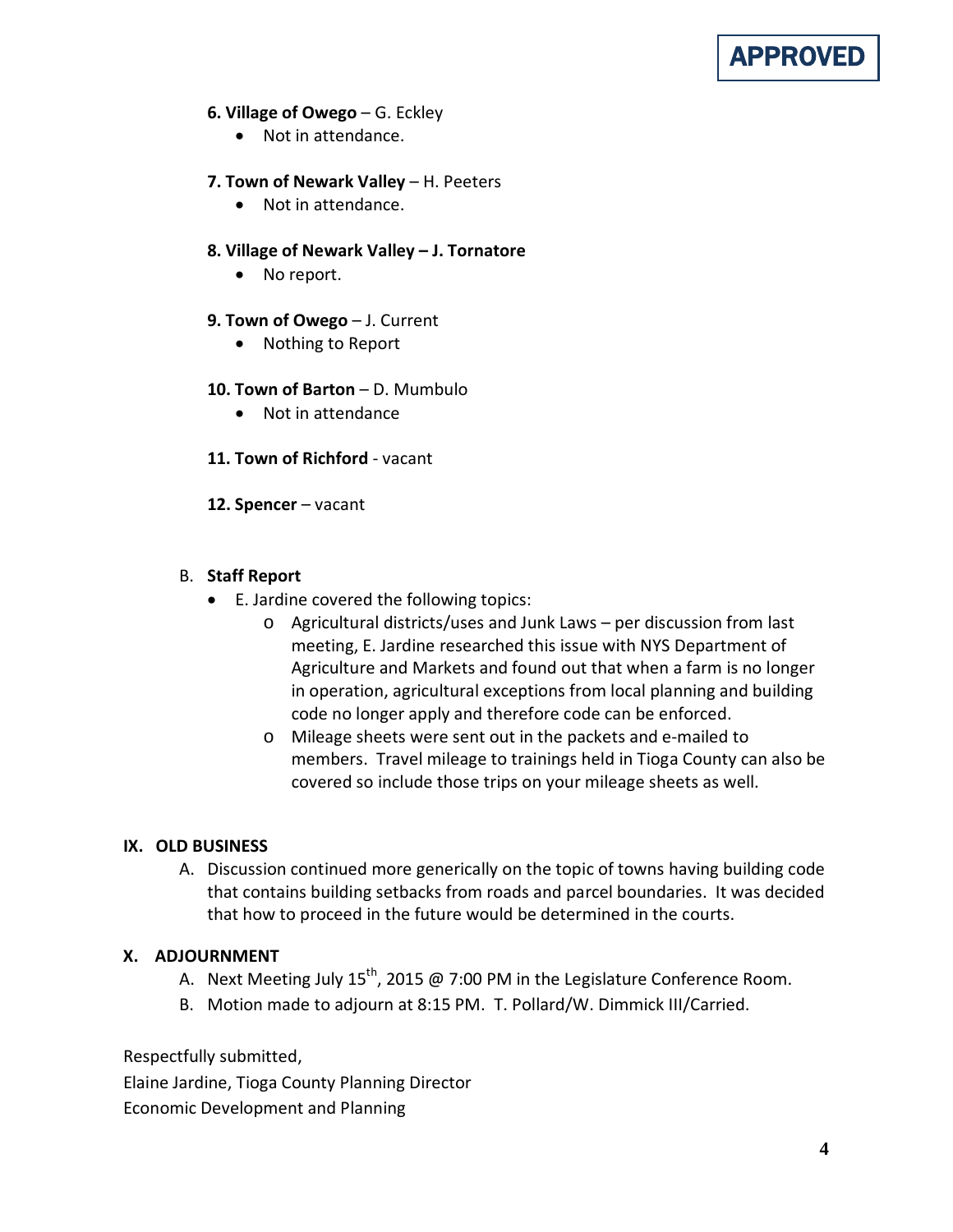**APPROVED**

**6. Village of Owego** – G. Eckley

- Not in attendance.

**7. Town of Newark Valley** – H. Peeters

- Not in attendance.

**8. Village of Newark Valley – J. Tornatore**

- No report.

**9. Town of Owego** – J. Current

- Nothing to Report

**10. Town of Barton** – D. Mumbulo

- Not in attendance

**11. Town of Richford** - vacant

**12. Spencer** – vacant

B. **Staff Report**

- E. Jardine covered the following topics:
  - Agricultural districts/uses and Junk Laws – per discussion from last meeting, E. Jardine researched this issue with NYS Department of Agriculture and Markets and found out that when a farm is no longer in operation, agricultural exceptions from local planning and building code no longer apply and therefore code can be enforced.
  - Mileage sheets were sent out in the packets and e-mailed to members. Travel mileage to trainings held in Tioga County can also be covered so include those trips on your mileage sheets as well.

## IX. OLD BUSINESS

A. Discussion continued more generically on the topic of towns having building code that contains building setbacks from roads and parcel boundaries. It was decided that how to proceed in the future would be determined in the courts.

## X. ADJOURNMENT

A. Next Meeting July 15th, 2015 @ 7:00 PM in the Legislature Conference Room.

B. Motion made to adjourn at 8:15 PM. T. Pollard/W. Dimmick III/Carried.

Respectfully submitted,

Elaine Jardine, Tioga County Planning Director

Economic Development and Planning